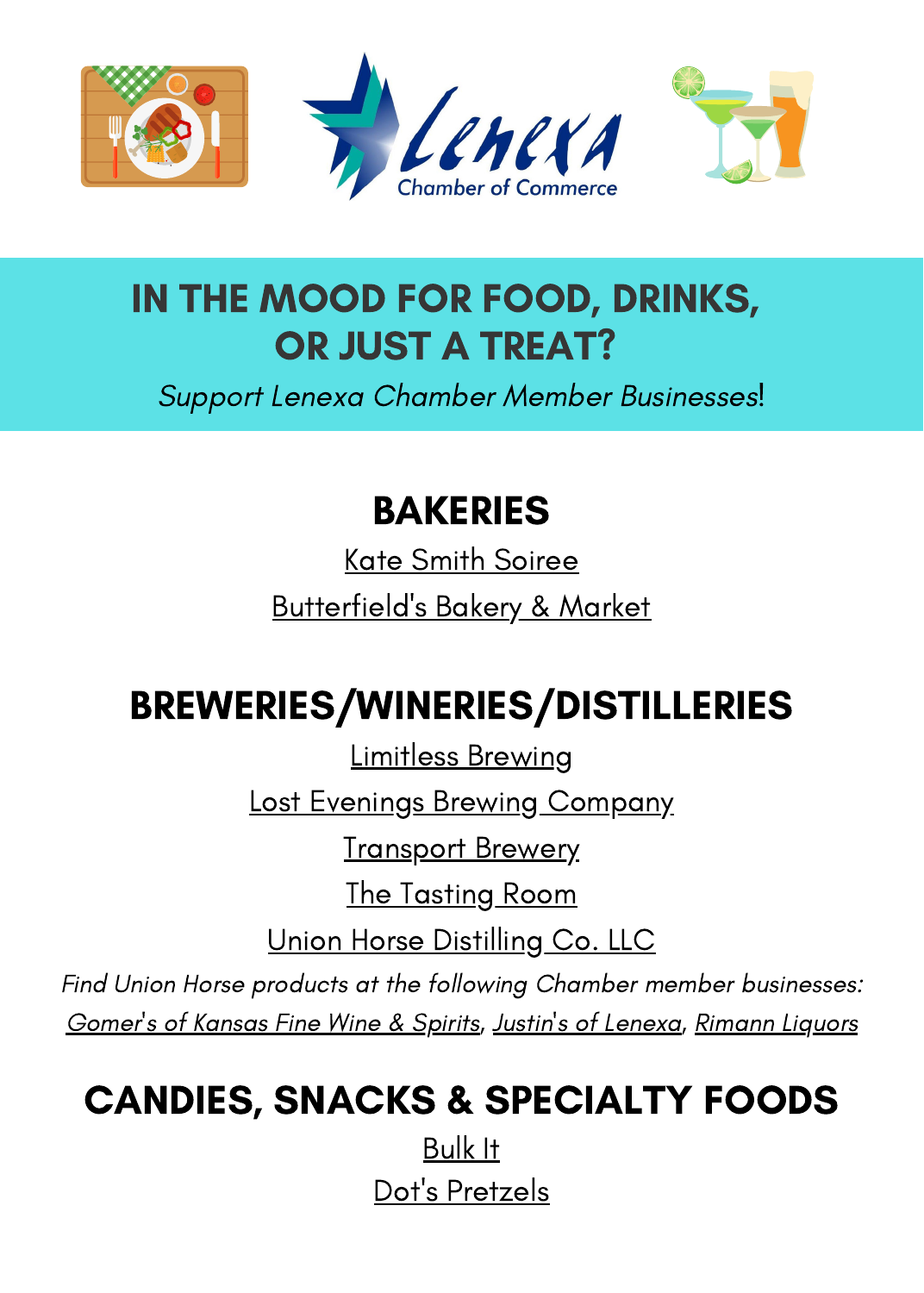Lenexa Chamber of Commerce

# IN THE MOOD FOR FOOD, DRINKS, OR JUST A TREAT?

*Support Lenexa Chamber Member Businesses*!

## BAKERIES

Kate Smith Soiree

Butterfield's Bakery & Market

## BREWERIES/WINERIES/DISTILLERIES

Limitless Brewing

Lost Evenings Brewing Company

Transport Brewery

The Tasting Room

Union Horse Distilling Co. LLC

*Find Union Horse products at the following Chamber member businesses:*
*Gomer's of Kansas Fine Wine & Spirits*, *Justin's of Lenexa*, *Rimann Liquors*

## CANDIES, SNACKS & SPECIALTY FOODS

Bulk It

Dot's Pretzels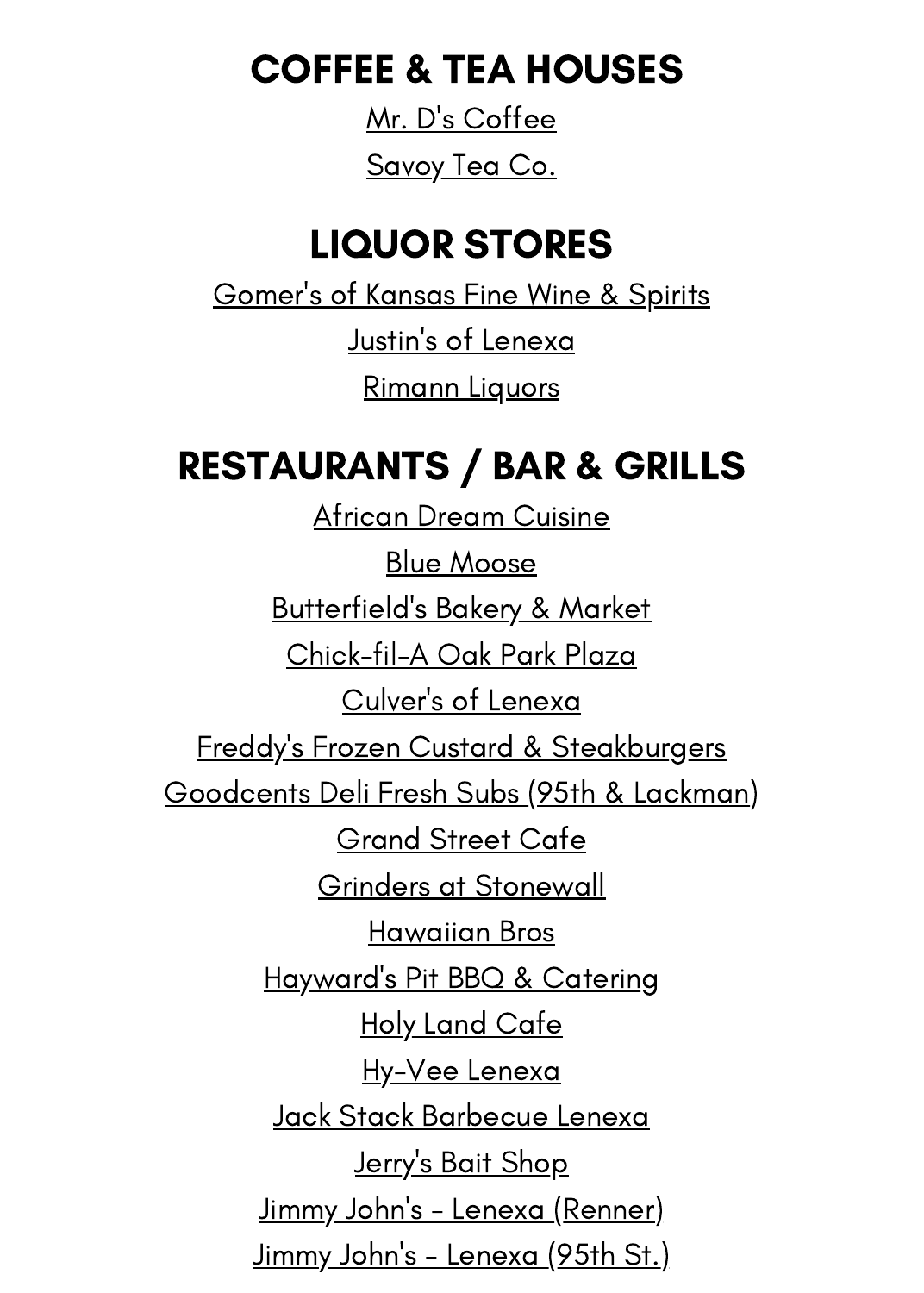## COFFEE & TEA HOUSES

Mr. D's Coffee

Savoy Tea Co.

## LIQUOR STORES

Gomer's of Kansas Fine Wine & Spirits

Justin's of Lenexa

Rimann Liquors

## RESTAURANTS / BAR & GRILLS

African Dream Cuisine

Blue Moose

Butterfield's Bakery & Market

Chick-fil-A Oak Park Plaza

Culver's of Lenexa

Freddy's Frozen Custard & Steakburgers

Goodcents Deli Fresh Subs (95th & Lackman)

Grand Street Cafe

Grinders at Stonewall

Hawaiian Bros

Hayward's Pit BBQ & Catering

Holy Land Cafe

Hy-Vee Lenexa

Jack Stack Barbecue Lenexa

Jerry's Bait Shop

Jimmy John's - Lenexa (Renner)

Jimmy John's - Lenexa (95th St.)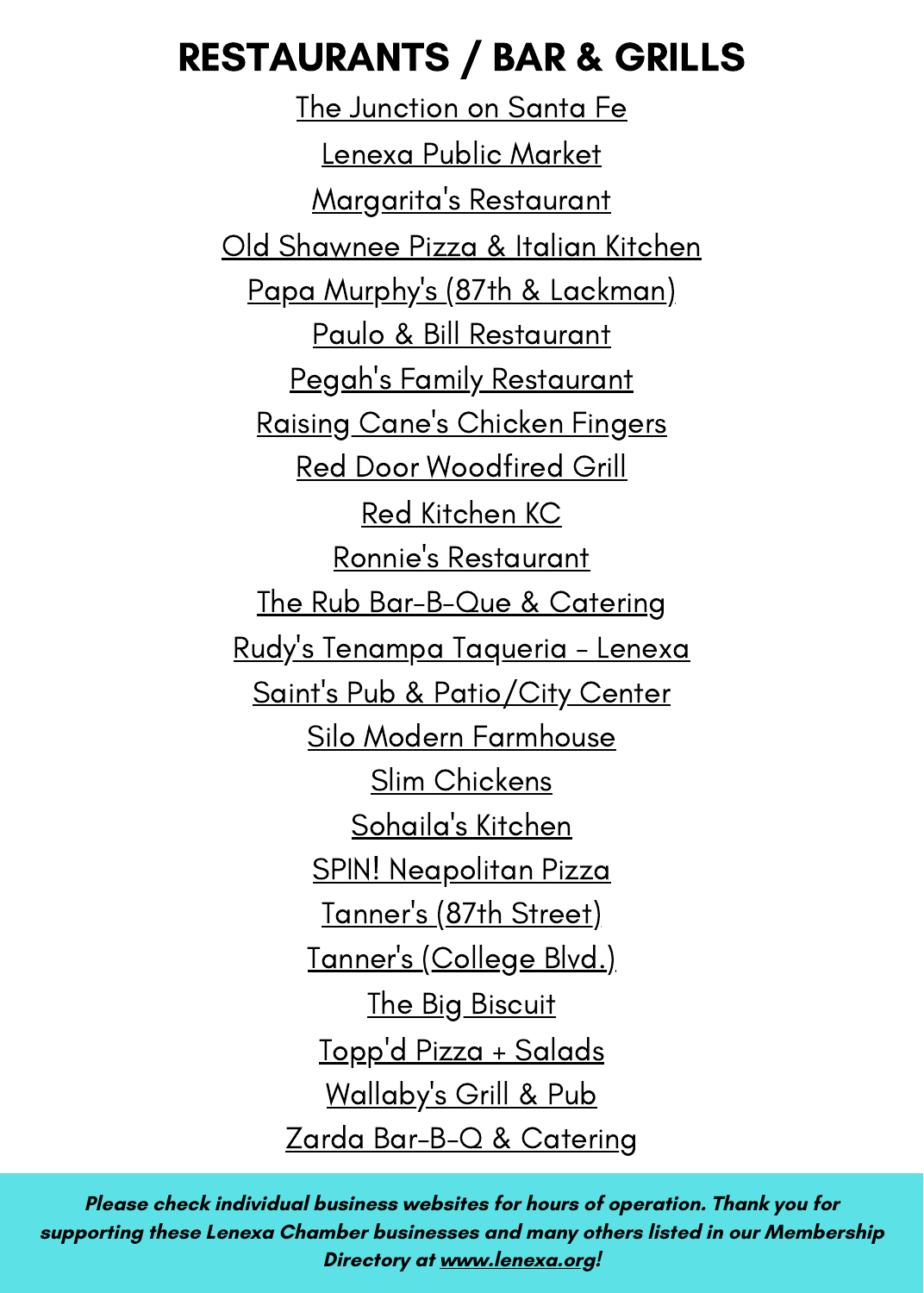# RESTAURANTS / BAR & GRILLS

The Junction on Santa Fe

Lenexa Public Market

Margarita's Restaurant

Old Shawnee Pizza & Italian Kitchen

Papa Murphy's (87th & Lackman)

Paulo & Bill Restaurant

Pegah's Family Restaurant

Raising Cane's Chicken Fingers

Red Door Woodfired Grill

Red Kitchen KC

Ronnie's Restaurant

The Rub Bar-B-Que & Catering

Rudy's Tenampa Taqueria - Lenexa

Saint's Pub & Patio/City Center

Silo Modern Farmhouse

Slim Chickens

Sohaila's Kitchen

SPIN! Neapolitan Pizza

Tanner's (87th Street)

Tanner's (College Blvd.)

The Big Biscuit

Topp'd Pizza + Salads

Wallaby's Grill & Pub

Zarda Bar-B-Q & Catering

***Please check individual business websites for hours of operation. Thank you for supporting these Lenexa Chamber businesses and many others listed in our Membership Directory at www.lenexa.org!***